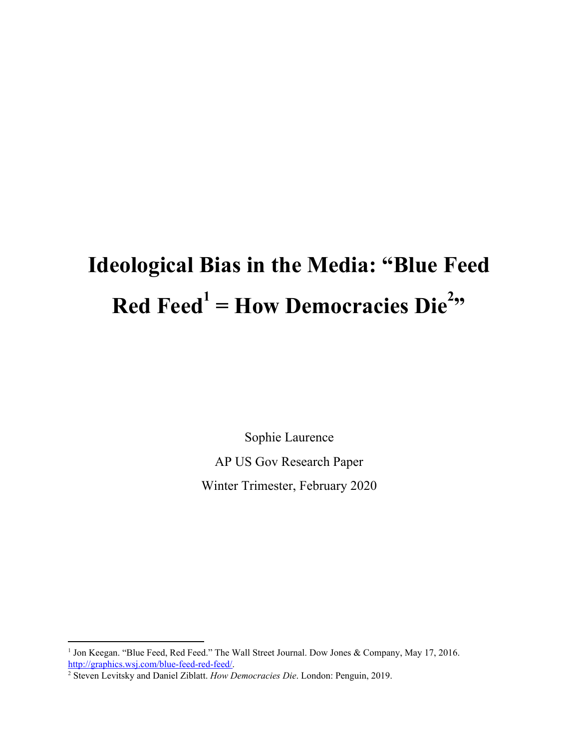# Ideological Bias in the Media: "Blue Feed Red Feed[1] = How Democracies Die[2]"

Sophie Laurence

AP US Gov Research Paper

Winter Trimester, February 2020

---

[1] Jon Keegan. "Blue Feed, Red Feed." The Wall Street Journal. Dow Jones & Company, May 17, 2016. http://graphics.wsj.com/blue-feed-red-feed/.

[2] Steven Levitsky and Daniel Ziblatt. *How Democracies Die*. London: Penguin, 2019.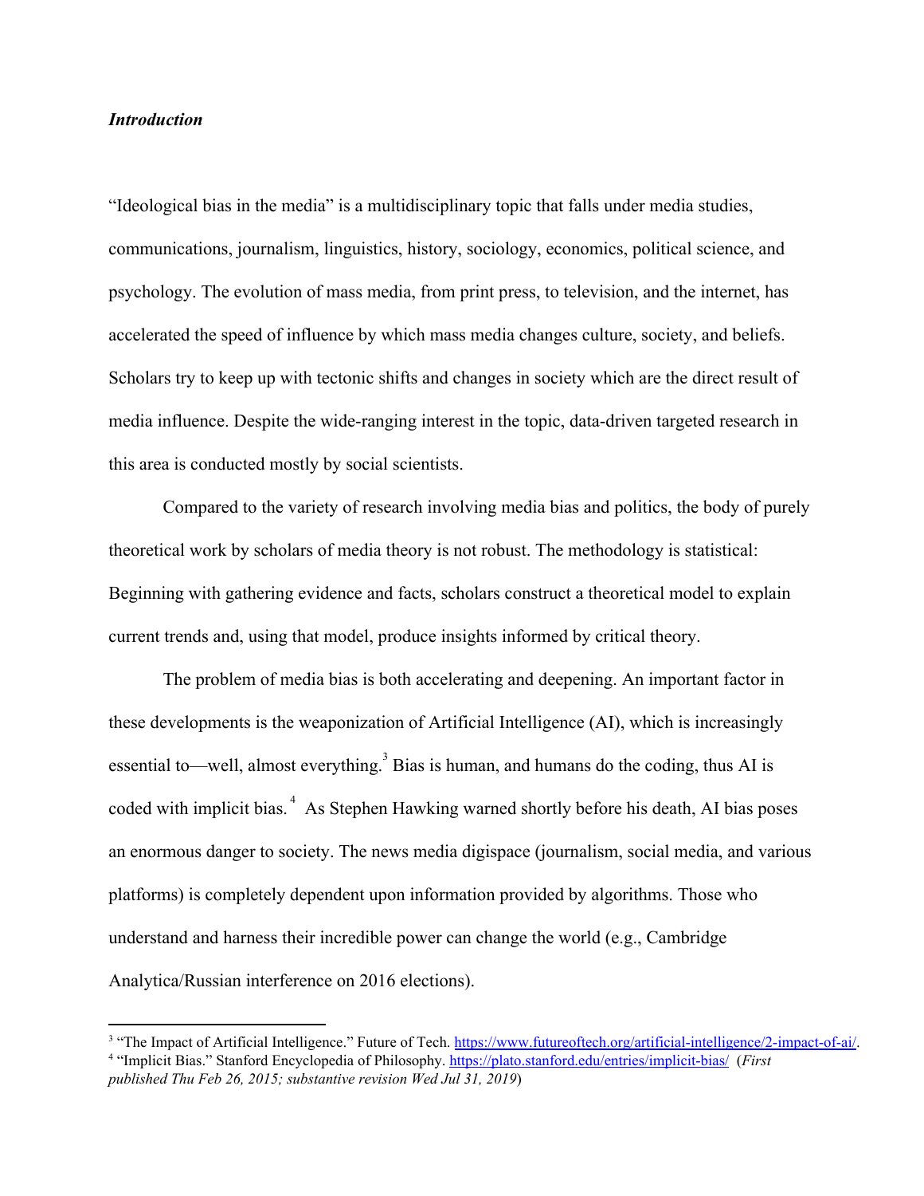***Introduction***

"Ideological bias in the media" is a multidisciplinary topic that falls under media studies, communications, journalism, linguistics, history, sociology, economics, political science, and psychology. The evolution of mass media, from print press, to television, and the internet, has accelerated the speed of influence by which mass media changes culture, society, and beliefs. Scholars try to keep up with tectonic shifts and changes in society which are the direct result of media influence. Despite the wide-ranging interest in the topic, data-driven targeted research in this area is conducted mostly by social scientists.

Compared to the variety of research involving media bias and politics, the body of purely theoretical work by scholars of media theory is not robust. The methodology is statistical: Beginning with gathering evidence and facts, scholars construct a theoretical model to explain current trends and, using that model, produce insights informed by critical theory.

The problem of media bias is both accelerating and deepening. An important factor in these developments is the weaponization of Artificial Intelligence (AI), which is increasingly essential to—well, almost everything.[3] Bias is human, and humans do the coding, thus AI is coded with implicit bias.[4] As Stephen Hawking warned shortly before his death, AI bias poses an enormous danger to society. The news media digispace (journalism, social media, and various platforms) is completely dependent upon information provided by algorithms. Those who understand and harness their incredible power can change the world (e.g., Cambridge Analytica/Russian interference on 2016 elections).

---

[3] "The Impact of Artificial Intelligence." Future of Tech. https://www.futureoftech.org/artificial-intelligence/2-impact-of-ai/.

[4] "Implicit Bias." Stanford Encyclopedia of Philosophy. https://plato.stanford.edu/entries/implicit-bias/ (*First published Thu Feb 26, 2015; substantive revision Wed Jul 31, 2019*)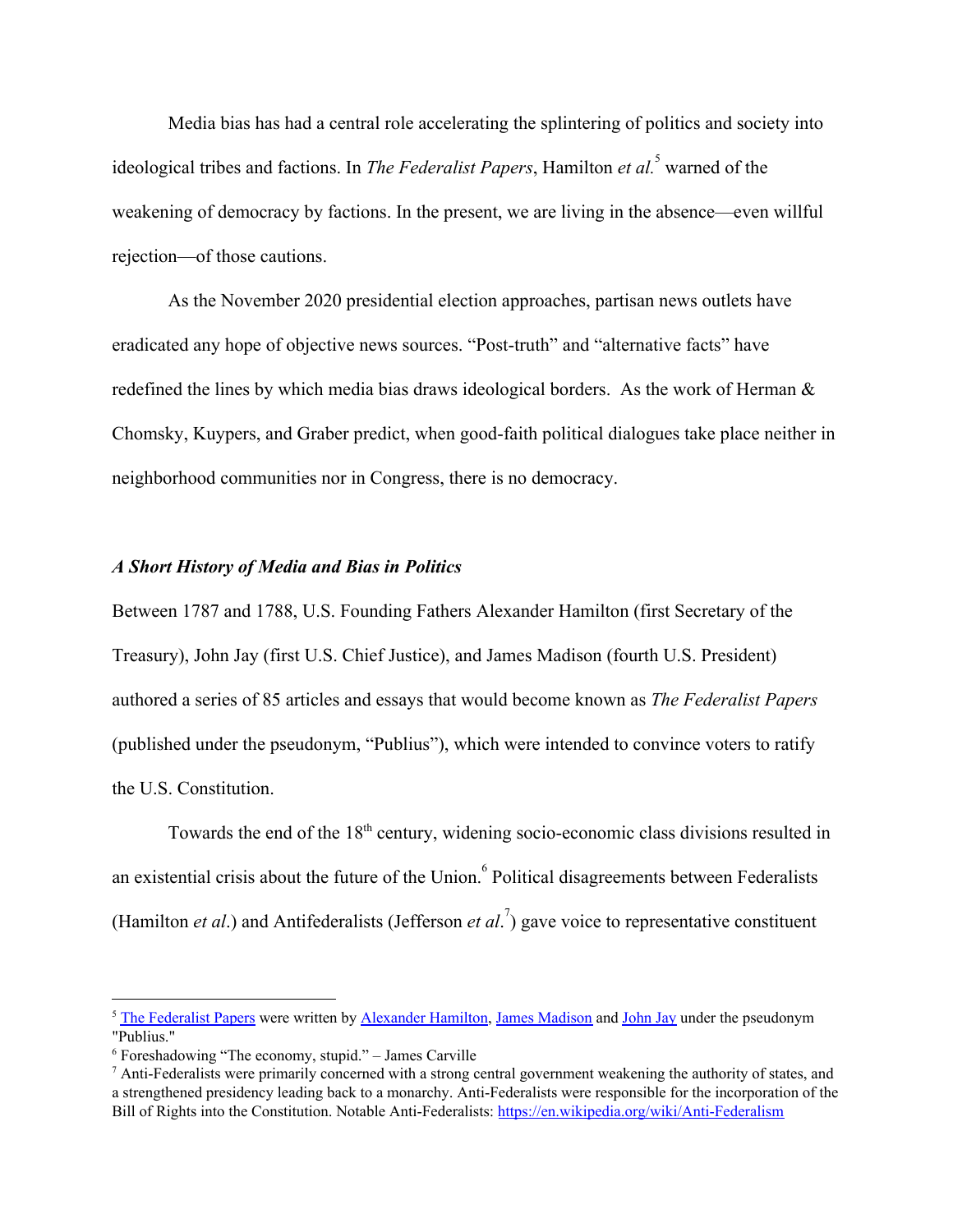Media bias has had a central role accelerating the splintering of politics and society into ideological tribes and factions. In *The Federalist Papers*, Hamilton *et al.*[5] warned of the weakening of democracy by factions. In the present, we are living in the absence—even willful rejection—of those cautions.

As the November 2020 presidential election approaches, partisan news outlets have eradicated any hope of objective news sources. "Post-truth" and "alternative facts" have redefined the lines by which media bias draws ideological borders. As the work of Herman & Chomsky, Kuypers, and Graber predict, when good-faith political dialogues take place neither in neighborhood communities nor in Congress, there is no democracy.

### *A Short History of Media and Bias in Politics*

Between 1787 and 1788, U.S. Founding Fathers Alexander Hamilton (first Secretary of the Treasury), John Jay (first U.S. Chief Justice), and James Madison (fourth U.S. President) authored a series of 85 articles and essays that would become known as *The Federalist Papers* (published under the pseudonym, "Publius"), which were intended to convince voters to ratify the U.S. Constitution.

Towards the end of the 18th century, widening socio-economic class divisions resulted in an existential crisis about the future of the Union.[6] Political disagreements between Federalists (Hamilton *et al*.) and Antifederalists (Jefferson *et al*.[7]) gave voice to representative constituent

---

[5] The Federalist Papers were written by Alexander Hamilton, James Madison and John Jay under the pseudonym "Publius."

[6] Foreshadowing "The economy, stupid." – James Carville

[7] Anti-Federalists were primarily concerned with a strong central government weakening the authority of states, and a strengthened presidency leading back to a monarchy. Anti-Federalists were responsible for the incorporation of the Bill of Rights into the Constitution. Notable Anti-Federalists: https://en.wikipedia.org/wiki/Anti-Federalism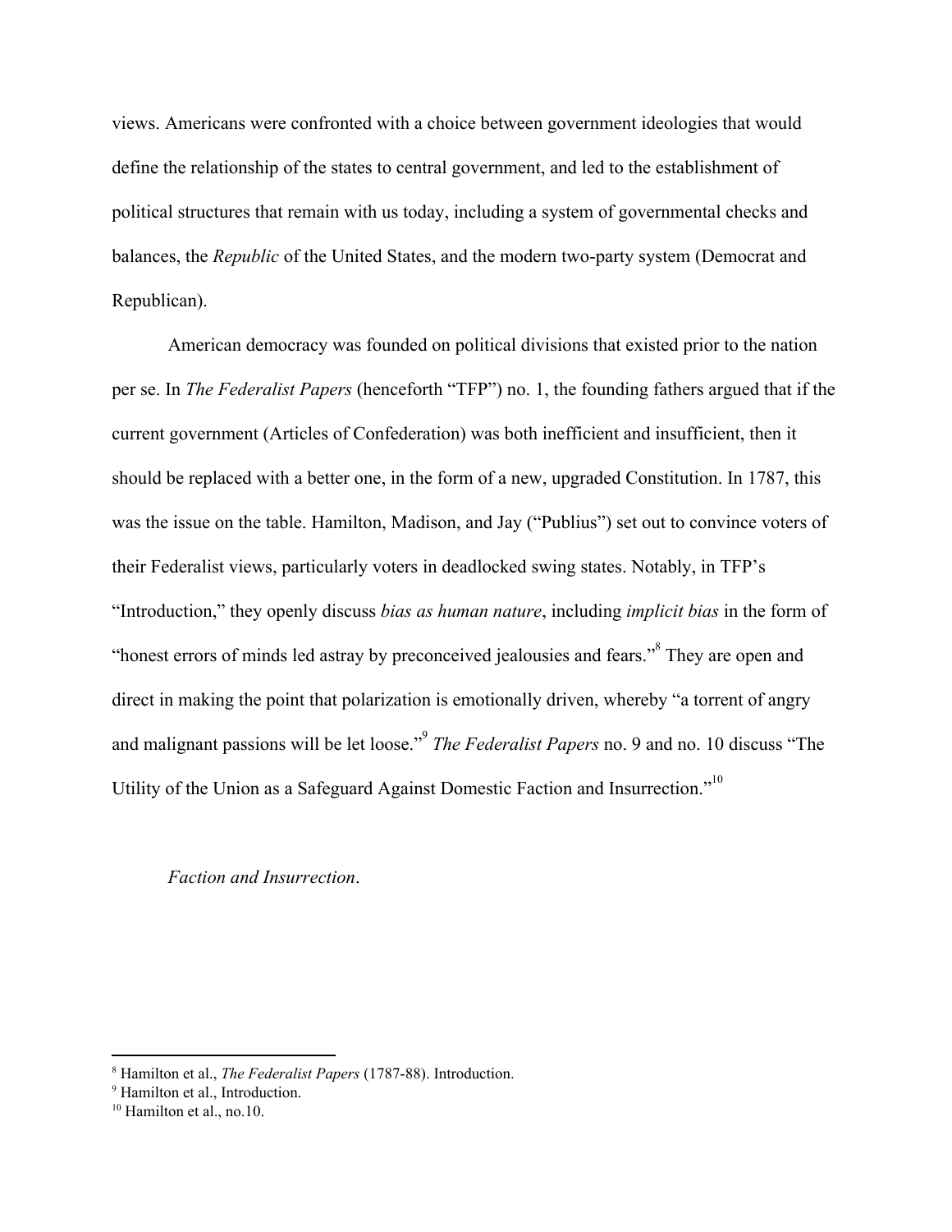views. Americans were confronted with a choice between government ideologies that would define the relationship of the states to central government, and led to the establishment of political structures that remain with us today, including a system of governmental checks and balances, the *Republic* of the United States, and the modern two-party system (Democrat and Republican).

American democracy was founded on political divisions that existed prior to the nation per se. In *The Federalist Papers* (henceforth "TFP") no. 1, the founding fathers argued that if the current government (Articles of Confederation) was both inefficient and insufficient, then it should be replaced with a better one, in the form of a new, upgraded Constitution. In 1787, this was the issue on the table. Hamilton, Madison, and Jay ("Publius") set out to convince voters of their Federalist views, particularly voters in deadlocked swing states. Notably, in TFP's "Introduction," they openly discuss *bias as human nature*, including *implicit bias* in the form of "honest errors of minds led astray by preconceived jealousies and fears."[8] They are open and direct in making the point that polarization is emotionally driven, whereby "a torrent of angry and malignant passions will be let loose."[9] *The Federalist Papers* no. 9 and no. 10 discuss "The Utility of the Union as a Safeguard Against Domestic Faction and Insurrection."[10]

*Faction and Insurrection*.

---

[8] Hamilton et al., *The Federalist Papers* (1787-88). Introduction.

[9] Hamilton et al., Introduction.

[10] Hamilton et al., no.10.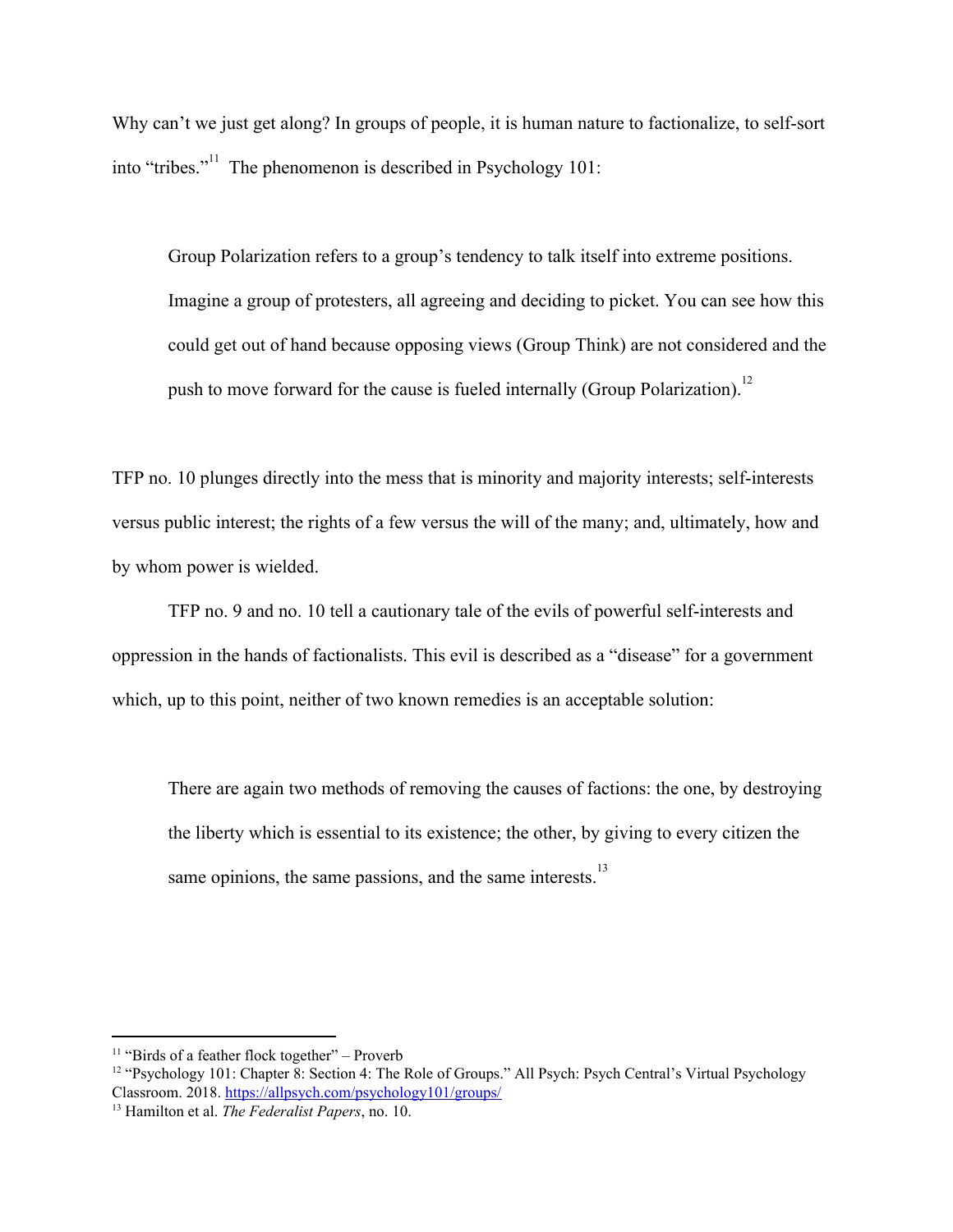Why can't we just get along? In groups of people, it is human nature to factionalize, to self-sort into "tribes."[11] The phenomenon is described in Psychology 101:

> Group Polarization refers to a group's tendency to talk itself into extreme positions. Imagine a group of protesters, all agreeing and deciding to picket. You can see how this could get out of hand because opposing views (Group Think) are not considered and the push to move forward for the cause is fueled internally (Group Polarization).[12]

TFP no. 10 plunges directly into the mess that is minority and majority interests; self-interests versus public interest; the rights of a few versus the will of the many; and, ultimately, how and by whom power is wielded.

TFP no. 9 and no. 10 tell a cautionary tale of the evils of powerful self-interests and oppression in the hands of factionalists. This evil is described as a "disease" for a government which, up to this point, neither of two known remedies is an acceptable solution:

> There are again two methods of removing the causes of factions: the one, by destroying the liberty which is essential to its existence; the other, by giving to every citizen the same opinions, the same passions, and the same interests.[13]

---

[11] "Birds of a feather flock together" – Proverb

[12] "Psychology 101: Chapter 8: Section 4: The Role of Groups." All Psych: Psych Central's Virtual Psychology Classroom. 2018. https://allpsych.com/psychology101/groups/

[13] Hamilton et al. *The Federalist Papers*, no. 10.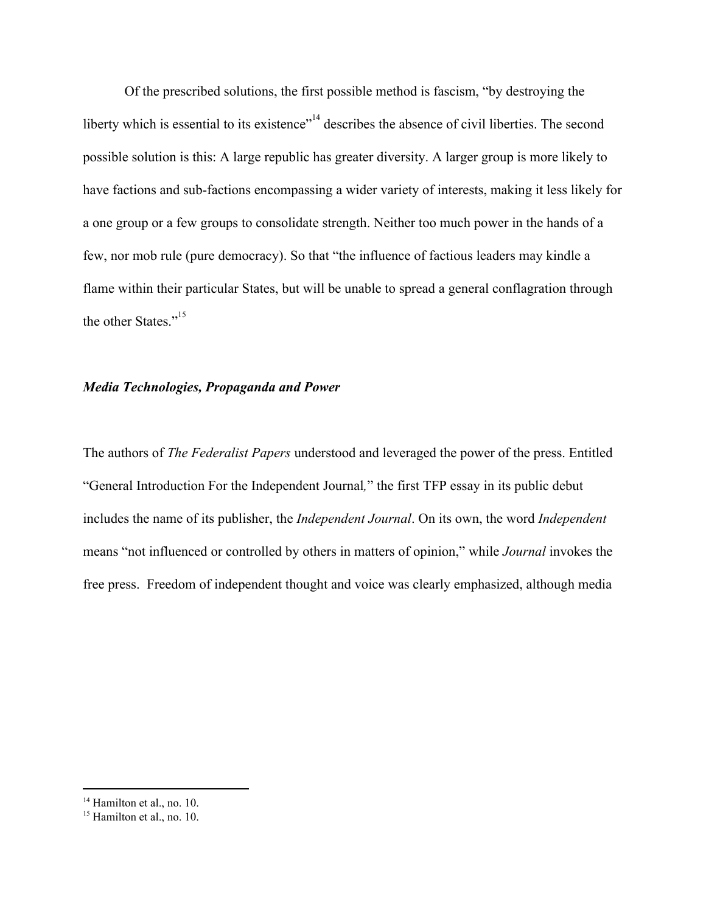Of the prescribed solutions, the first possible method is fascism, "by destroying the liberty which is essential to its existence"[14] describes the absence of civil liberties. The second possible solution is this: A large republic has greater diversity. A larger group is more likely to have factions and sub-factions encompassing a wider variety of interests, making it less likely for a one group or a few groups to consolidate strength. Neither too much power in the hands of a few, nor mob rule (pure democracy). So that "the influence of factious leaders may kindle a flame within their particular States, but will be unable to spread a general conflagration through the other States."[15]

### ***Media Technologies, Propaganda and Power***

The authors of *The Federalist Papers* understood and leveraged the power of the press. Entitled "General Introduction For the Independent Journal*,*" the first TFP essay in its public debut includes the name of its publisher, the *Independent Journal*. On its own, the word *Independent* means "not influenced or controlled by others in matters of opinion," while *Journal* invokes the free press. Freedom of independent thought and voice was clearly emphasized, although media

---

[14] Hamilton et al., no. 10.

[15] Hamilton et al., no. 10.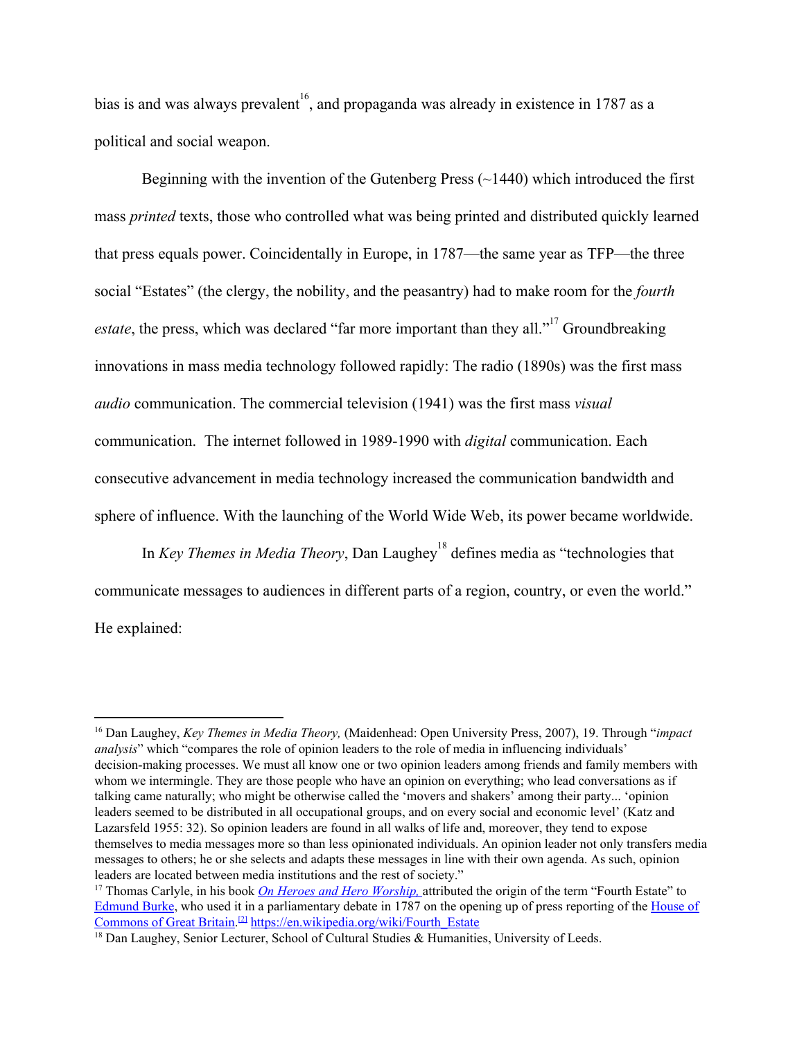bias is and was always prevalent[16], and propaganda was already in existence in 1787 as a political and social weapon.

Beginning with the invention of the Gutenberg Press (~1440) which introduced the first mass *printed* texts, those who controlled what was being printed and distributed quickly learned that press equals power. Coincidentally in Europe, in 1787—the same year as TFP—the three social "Estates" (the clergy, the nobility, and the peasantry) had to make room for the *fourth estate*, the press, which was declared "far more important than they all."[17] Groundbreaking innovations in mass media technology followed rapidly: The radio (1890s) was the first mass *audio* communication. The commercial television (1941) was the first mass *visual* communication. The internet followed in 1989-1990 with *digital* communication. Each consecutive advancement in media technology increased the communication bandwidth and sphere of influence. With the launching of the World Wide Web, its power became worldwide.

In *Key Themes in Media Theory*, Dan Laughey[18] defines media as "technologies that communicate messages to audiences in different parts of a region, country, or even the world." He explained:

---

[16] Dan Laughey, *Key Themes in Media Theory,* (Maidenhead: Open University Press, 2007), 19. Through "*impact analysis*" which "compares the role of opinion leaders to the role of media in influencing individuals' decision-making processes. We must all know one or two opinion leaders among friends and family members with whom we intermingle. They are those people who have an opinion on everything; who lead conversations as if talking came naturally; who might be otherwise called the 'movers and shakers' among their party... 'opinion leaders seemed to be distributed in all occupational groups, and on every social and economic level' (Katz and Lazarsfeld 1955: 32). So opinion leaders are found in all walks of life and, moreover, they tend to expose themselves to media messages more so than less opinionated individuals. An opinion leader not only transfers media messages to others; he or she selects and adapts these messages in line with their own agenda. As such, opinion leaders are located between media institutions and the rest of society."

[17] Thomas Carlyle, in his book *On Heroes and Hero Worship,* attributed the origin of the term "Fourth Estate" to Edmund Burke, who used it in a parliamentary debate in 1787 on the opening up of press reporting of the House of Commons of Great Britain.[2] https://en.wikipedia.org/wiki/Fourth_Estate

[18] Dan Laughey, Senior Lecturer, School of Cultural Studies & Humanities, University of Leeds.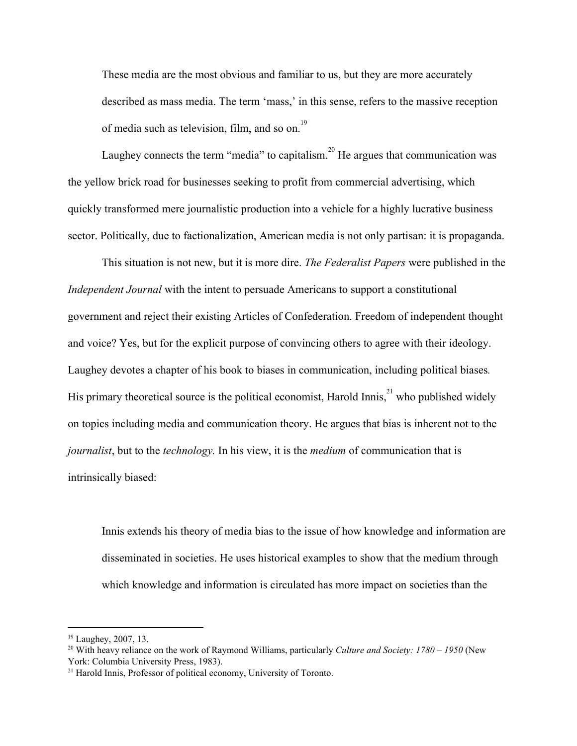> These media are the most obvious and familiar to us, but they are more accurately described as mass media. The term 'mass,' in this sense, refers to the massive reception of media such as television, film, and so on.[19]

Laughey connects the term "media" to capitalism.[20] He argues that communication was the yellow brick road for businesses seeking to profit from commercial advertising, which quickly transformed mere journalistic production into a vehicle for a highly lucrative business sector. Politically, due to factionalization, American media is not only partisan: it is propaganda.

This situation is not new, but it is more dire. *The Federalist Papers* were published in the *Independent Journal* with the intent to persuade Americans to support a constitutional government and reject their existing Articles of Confederation. Freedom of independent thought and voice? Yes, but for the explicit purpose of convincing others to agree with their ideology. Laughey devotes a chapter of his book to biases in communication, including political biases. His primary theoretical source is the political economist, Harold Innis,[21] who published widely on topics including media and communication theory. He argues that bias is inherent not to the *journalist*, but to the *technology.* In his view, it is the *medium* of communication that is intrinsically biased:

> Innis extends his theory of media bias to the issue of how knowledge and information are disseminated in societies. He uses historical examples to show that the medium through which knowledge and information is circulated has more impact on societies than the

---

[19] Laughey, 2007, 13.

[20] With heavy reliance on the work of Raymond Williams, particularly *Culture and Society: 1780 – 1950* (New York: Columbia University Press, 1983).

[21] Harold Innis, Professor of political economy, University of Toronto.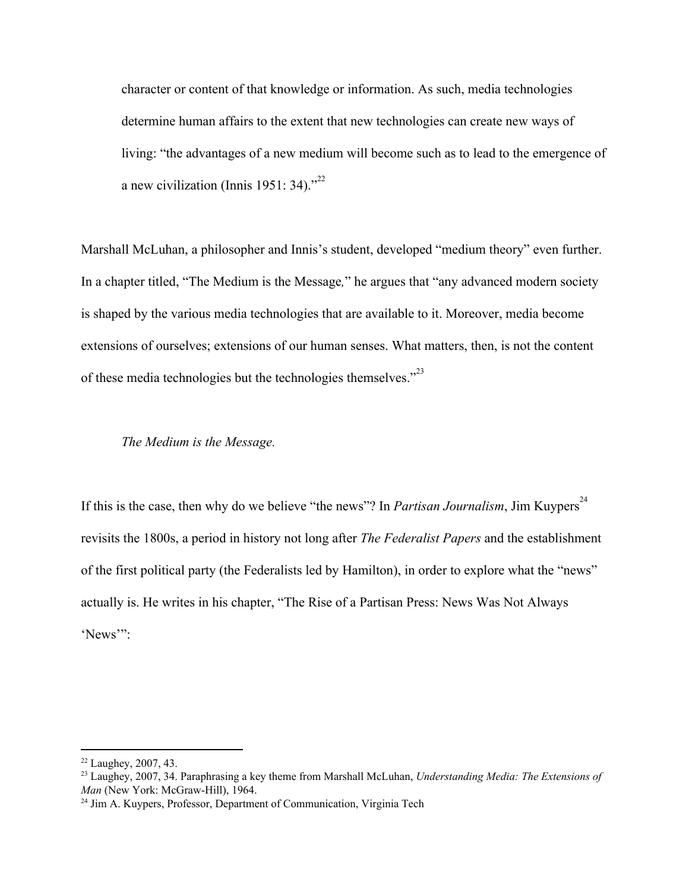> character or content of that knowledge or information. As such, media technologies determine human affairs to the extent that new technologies can create new ways of living: "the advantages of a new medium will become such as to lead to the emergence of a new civilization (Innis 1951: 34)."[22]

Marshall McLuhan, a philosopher and Innis's student, developed "medium theory" even further. In a chapter titled, "The Medium is the Message," he argues that "any advanced modern society is shaped by the various media technologies that are available to it. Moreover, media become extensions of ourselves; extensions of our human senses. What matters, then, is not the content of these media technologies but the technologies themselves."[23]

> *The Medium is the Message.*

If this is the case, then why do we believe "the news"? In *Partisan Journalism*, Jim Kuypers[24] revisits the 1800s, a period in history not long after *The Federalist Papers* and the establishment of the first political party (the Federalists led by Hamilton), in order to explore what the "news" actually is. He writes in his chapter, "The Rise of a Partisan Press: News Was Not Always 'News'":

---

[22] Laughey, 2007, 43.

[23] Laughey, 2007, 34. Paraphrasing a key theme from Marshall McLuhan, *Understanding Media: The Extensions of Man* (New York: McGraw-Hill), 1964.

[24] Jim A. Kuypers, Professor, Department of Communication, Virginia Tech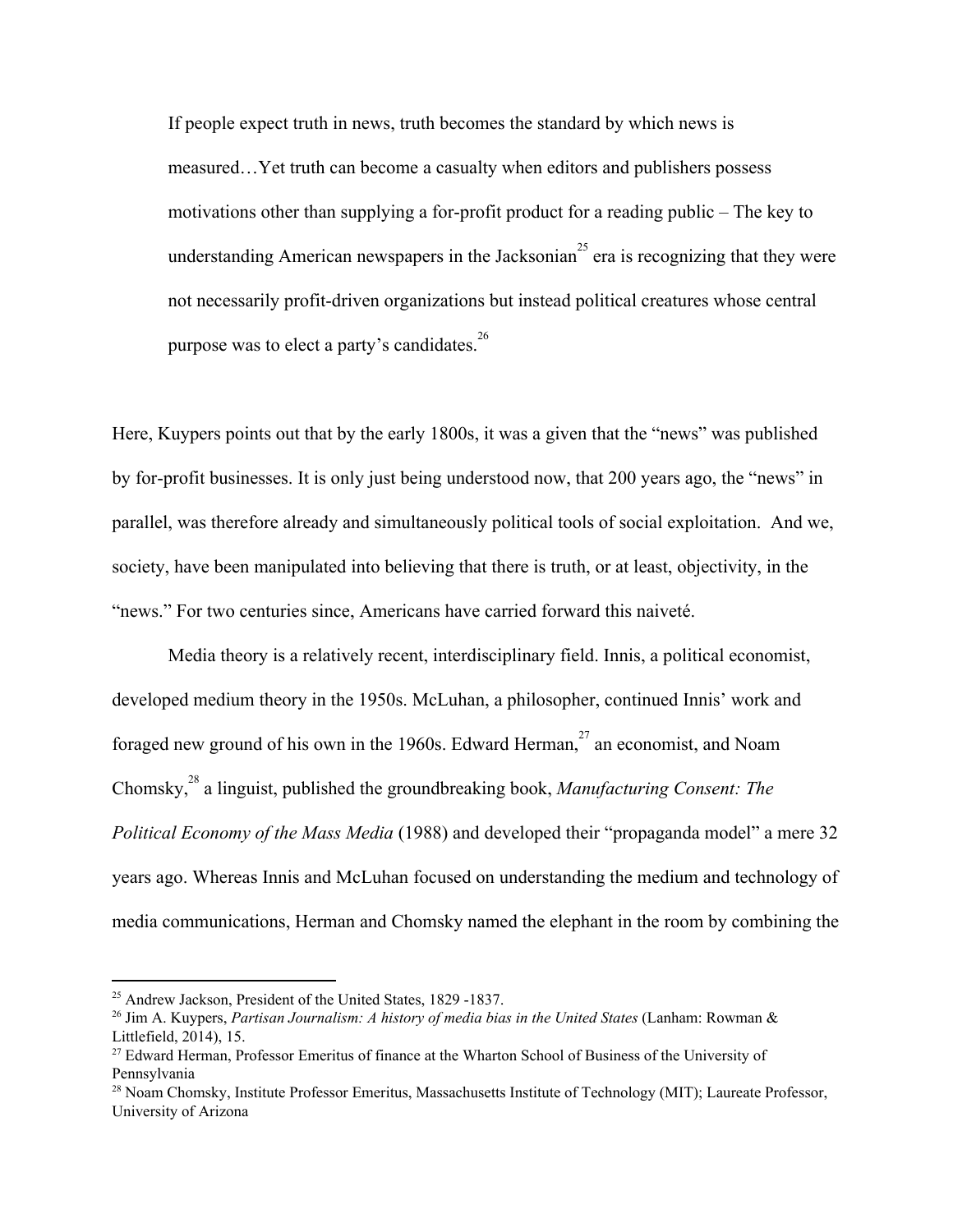> If people expect truth in news, truth becomes the standard by which news is measured…Yet truth can become a casualty when editors and publishers possess motivations other than supplying a for-profit product for a reading public – The key to understanding American newspapers in the Jacksonian[25] era is recognizing that they were not necessarily profit-driven organizations but instead political creatures whose central purpose was to elect a party's candidates.[26]

Here, Kuypers points out that by the early 1800s, it was a given that the "news" was published by for-profit businesses. It is only just being understood now, that 200 years ago, the "news" in parallel, was therefore already and simultaneously political tools of social exploitation. And we, society, have been manipulated into believing that there is truth, or at least, objectivity, in the "news." For two centuries since, Americans have carried forward this naiveté.

Media theory is a relatively recent, interdisciplinary field. Innis, a political economist, developed medium theory in the 1950s. McLuhan, a philosopher, continued Innis' work and foraged new ground of his own in the 1960s. Edward Herman,[27] an economist, and Noam Chomsky,[28] a linguist, published the groundbreaking book, *Manufacturing Consent: The Political Economy of the Mass Media* (1988) and developed their "propaganda model" a mere 32 years ago. Whereas Innis and McLuhan focused on understanding the medium and technology of media communications, Herman and Chomsky named the elephant in the room by combining the

---

[25] Andrew Jackson, President of the United States, 1829 -1837.

[26] Jim A. Kuypers, *Partisan Journalism: A history of media bias in the United States* (Lanham: Rowman & Littlefield, 2014), 15.

[27] Edward Herman, Professor Emeritus of finance at the Wharton School of Business of the University of Pennsylvania

[28] Noam Chomsky, Institute Professor Emeritus, Massachusetts Institute of Technology (MIT); Laureate Professor, University of Arizona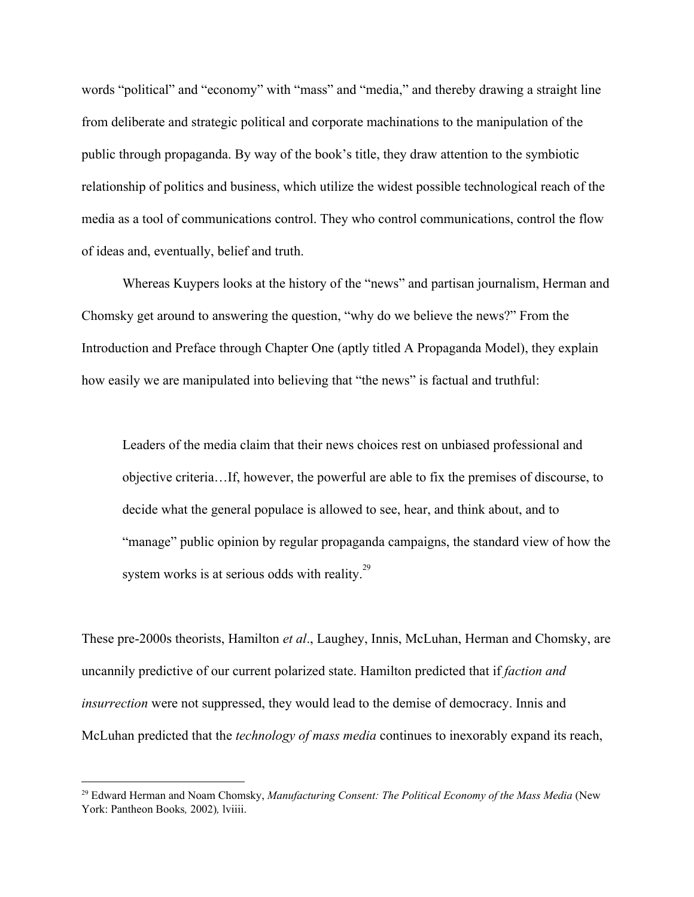words “political” and “economy” with “mass” and “media,” and thereby drawing a straight line from deliberate and strategic political and corporate machinations to the manipulation of the public through propaganda. By way of the book’s title, they draw attention to the symbiotic relationship of politics and business, which utilize the widest possible technological reach of the media as a tool of communications control. They who control communications, control the flow of ideas and, eventually, belief and truth.

Whereas Kuypers looks at the history of the “news” and partisan journalism, Herman and Chomsky get around to answering the question, “why do we believe the news?” From the Introduction and Preface through Chapter One (aptly titled A Propaganda Model), they explain how easily we are manipulated into believing that “the news” is factual and truthful:

> Leaders of the media claim that their news choices rest on unbiased professional and objective criteria…If, however, the powerful are able to fix the premises of discourse, to decide what the general populace is allowed to see, hear, and think about, and to “manage” public opinion by regular propaganda campaigns, the standard view of how the system works is at serious odds with reality.[29]

These pre-2000s theorists, Hamilton *et al*., Laughey, Innis, McLuhan, Herman and Chomsky, are uncannily predictive of our current polarized state. Hamilton predicted that if *faction and insurrection* were not suppressed, they would lead to the demise of democracy. Innis and McLuhan predicted that the *technology of mass media* continues to inexorably expand its reach,

---

[29] Edward Herman and Noam Chomsky, *Manufacturing Consent: The Political Economy of the Mass Media* (New York: Pantheon Books, 2002), lviiii.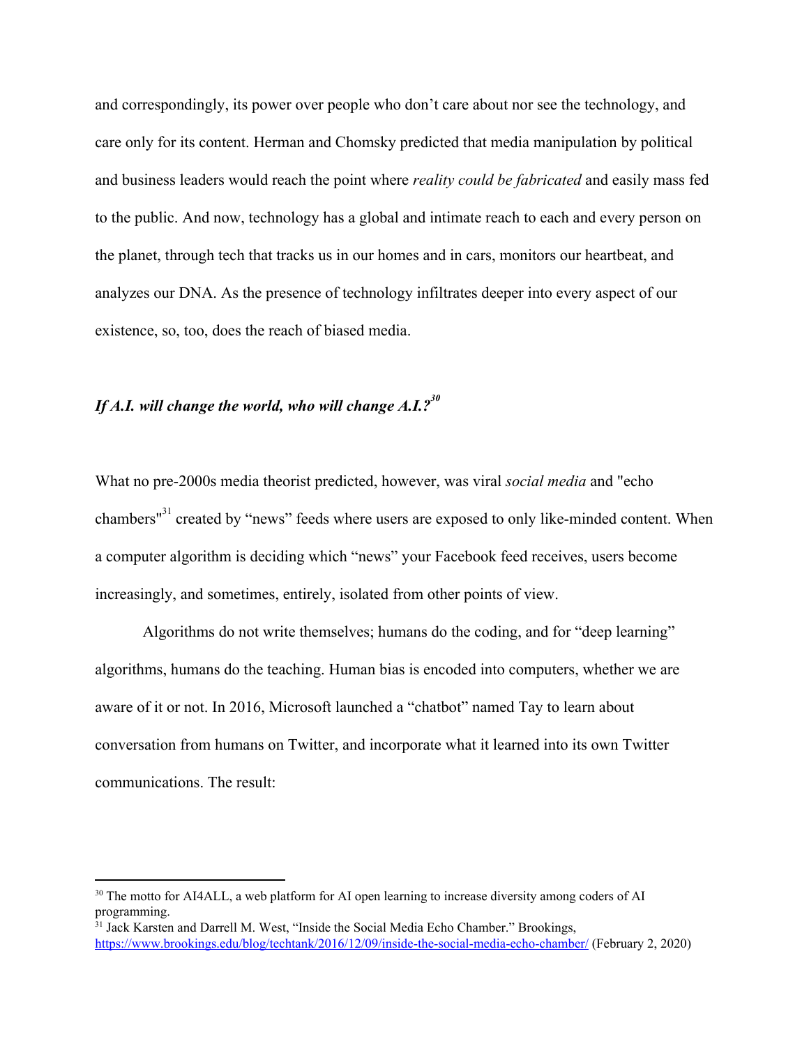and correspondingly, its power over people who don't care about nor see the technology, and care only for its content. Herman and Chomsky predicted that media manipulation by political and business leaders would reach the point where *reality could be fabricated* and easily mass fed to the public. And now, technology has a global and intimate reach to each and every person on the planet, through tech that tracks us in our homes and in cars, monitors our heartbeat, and analyzes our DNA. As the presence of technology infiltrates deeper into every aspect of our existence, so, too, does the reach of biased media.

### *If A.I. will change the world, who will change A.I.?*[30]

What no pre-2000s media theorist predicted, however, was viral *social media* and "echo chambers"[31] created by "news" feeds where users are exposed to only like-minded content. When a computer algorithm is deciding which "news" your Facebook feed receives, users become increasingly, and sometimes, entirely, isolated from other points of view.

Algorithms do not write themselves; humans do the coding, and for "deep learning" algorithms, humans do the teaching. Human bias is encoded into computers, whether we are aware of it or not. In 2016, Microsoft launched a "chatbot" named Tay to learn about conversation from humans on Twitter, and incorporate what it learned into its own Twitter communications. The result:

---

[30] The motto for AI4ALL, a web platform for AI open learning to increase diversity among coders of AI programming.

[31] Jack Karsten and Darrell M. West, "Inside the Social Media Echo Chamber." Brookings, https://www.brookings.edu/blog/techtank/2016/12/09/inside-the-social-media-echo-chamber/ (February 2, 2020)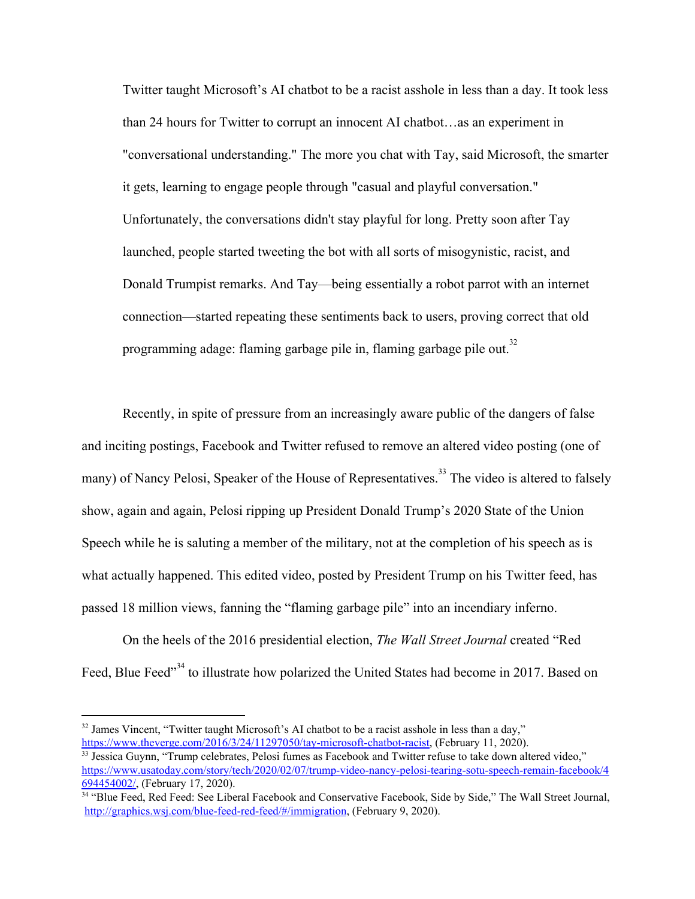> Twitter taught Microsoft's AI chatbot to be a racist asshole in less than a day. It took less than 24 hours for Twitter to corrupt an innocent AI chatbot…as an experiment in "conversational understanding." The more you chat with Tay, said Microsoft, the smarter it gets, learning to engage people through "casual and playful conversation." Unfortunately, the conversations didn't stay playful for long. Pretty soon after Tay launched, people started tweeting the bot with all sorts of misogynistic, racist, and Donald Trumpist remarks. And Tay—being essentially a robot parrot with an internet connection—started repeating these sentiments back to users, proving correct that old programming adage: flaming garbage pile in, flaming garbage pile out.[32]

Recently, in spite of pressure from an increasingly aware public of the dangers of false and inciting postings, Facebook and Twitter refused to remove an altered video posting (one of many) of Nancy Pelosi, Speaker of the House of Representatives.[33] The video is altered to falsely show, again and again, Pelosi ripping up President Donald Trump's 2020 State of the Union Speech while he is saluting a member of the military, not at the completion of his speech as is what actually happened. This edited video, posted by President Trump on his Twitter feed, has passed 18 million views, fanning the "flaming garbage pile" into an incendiary inferno.

On the heels of the 2016 presidential election, *The Wall Street Journal* created "Red Feed, Blue Feed"[34] to illustrate how polarized the United States had become in 2017. Based on

---

[32] James Vincent, "Twitter taught Microsoft's AI chatbot to be a racist asshole in less than a day," https://www.theverge.com/2016/3/24/11297050/tay-microsoft-chatbot-racist, (February 11, 2020).

[33] Jessica Guynn, "Trump celebrates, Pelosi fumes as Facebook and Twitter refuse to take down altered video," https://www.usatoday.com/story/tech/2020/02/07/trump-video-nancy-pelosi-tearing-sotu-speech-remain-facebook/4694454002/, (February 17, 2020).

[34] "Blue Feed, Red Feed: See Liberal Facebook and Conservative Facebook, Side by Side," The Wall Street Journal, http://graphics.wsj.com/blue-feed-red-feed/#/immigration, (February 9, 2020).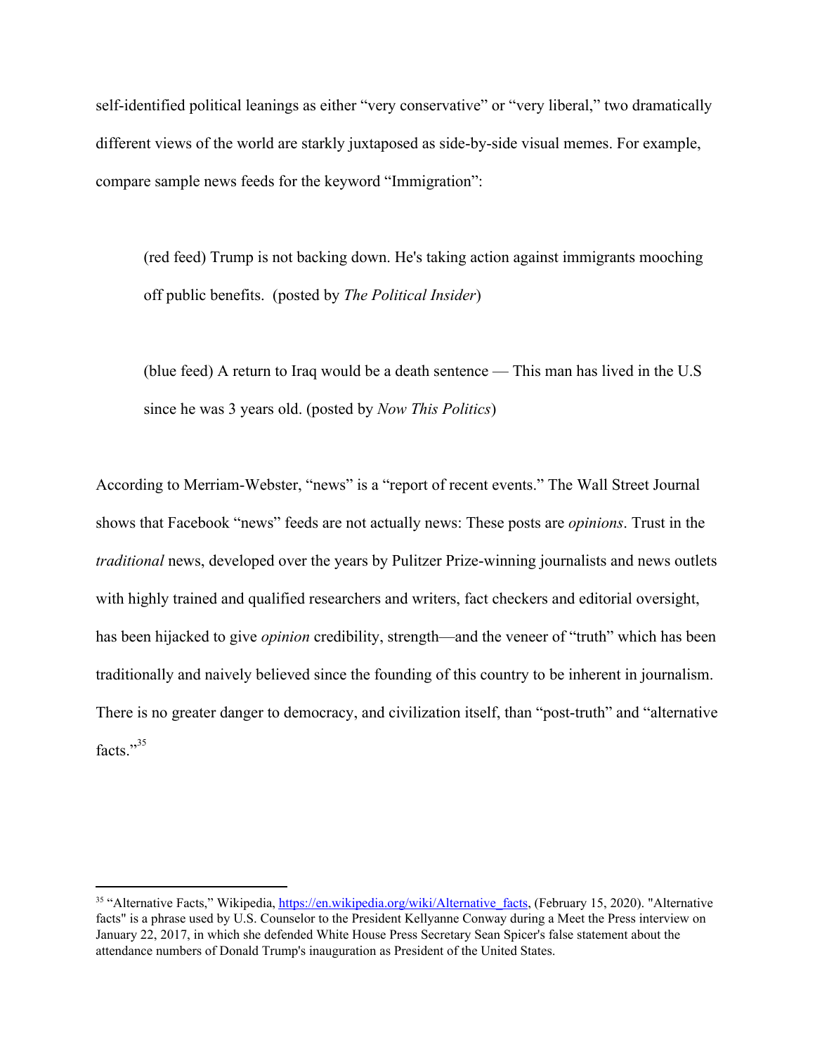self-identified political leanings as either "very conservative" or "very liberal," two dramatically different views of the world are starkly juxtaposed as side-by-side visual memes. For example, compare sample news feeds for the keyword "Immigration":

> (red feed) Trump is not backing down. He's taking action against immigrants mooching off public benefits. (posted by *The Political Insider*)

> (blue feed) A return to Iraq would be a death sentence — This man has lived in the U.S since he was 3 years old. (posted by *Now This Politics*)

According to Merriam-Webster, "news" is a "report of recent events." The Wall Street Journal shows that Facebook "news" feeds are not actually news: These posts are *opinions*. Trust in the *traditional* news, developed over the years by Pulitzer Prize-winning journalists and news outlets with highly trained and qualified researchers and writers, fact checkers and editorial oversight, has been hijacked to give *opinion* credibility, strength—and the veneer of "truth" which has been traditionally and naively believed since the founding of this country to be inherent in journalism. There is no greater danger to democracy, and civilization itself, than "post-truth" and "alternative facts."[35]

---

[35] "Alternative Facts," Wikipedia, https://en.wikipedia.org/wiki/Alternative_facts, (February 15, 2020). "Alternative facts" is a phrase used by U.S. Counselor to the President Kellyanne Conway during a Meet the Press interview on January 22, 2017, in which she defended White House Press Secretary Sean Spicer's false statement about the attendance numbers of Donald Trump's inauguration as President of the United States.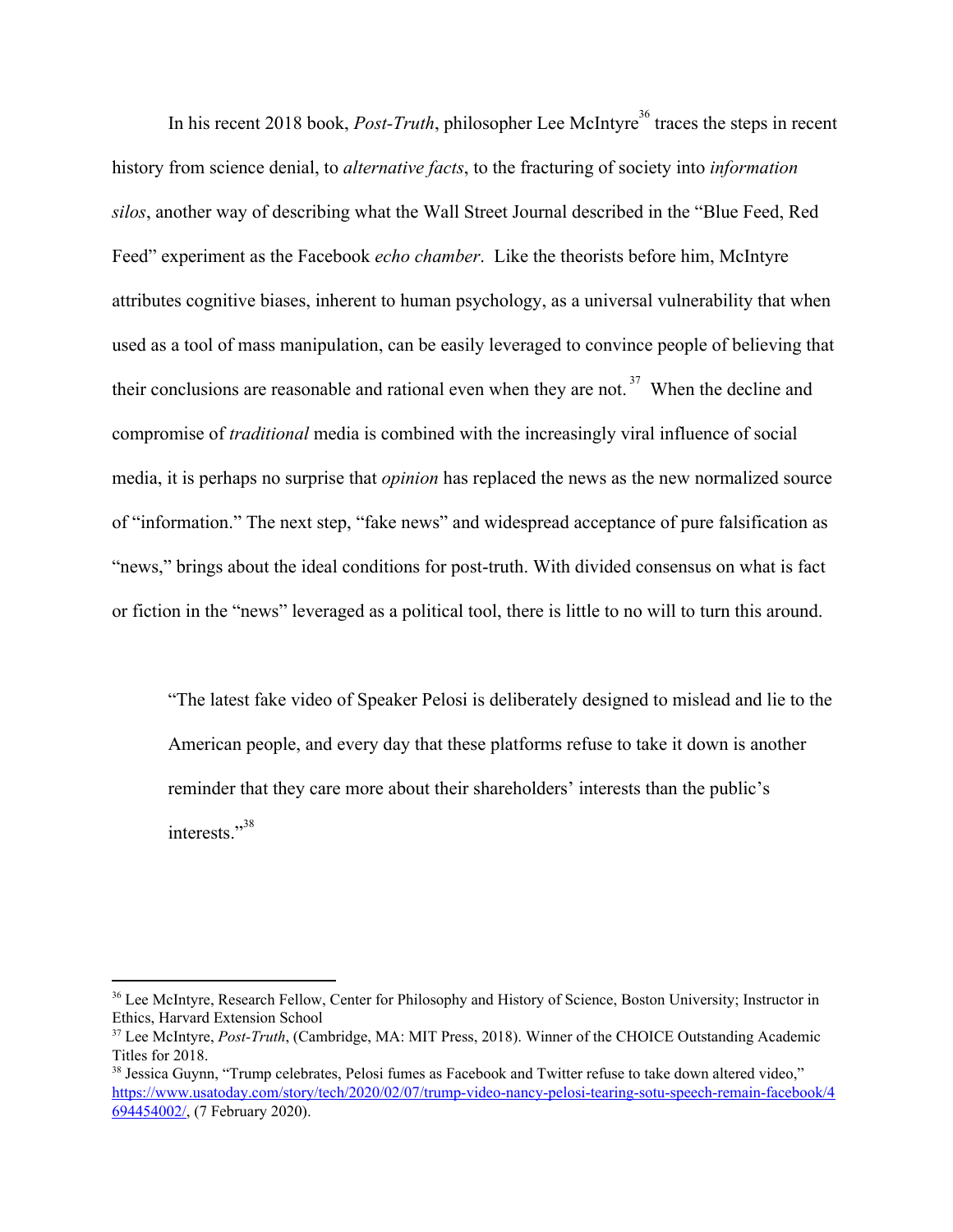In his recent 2018 book, *Post-Truth*, philosopher Lee McIntyre[36] traces the steps in recent history from science denial, to *alternative facts*, to the fracturing of society into *information silos*, another way of describing what the Wall Street Journal described in the "Blue Feed, Red Feed" experiment as the Facebook *echo chamber*. Like the theorists before him, McIntyre attributes cognitive biases, inherent to human psychology, as a universal vulnerability that when used as a tool of mass manipulation, can be easily leveraged to convince people of believing that their conclusions are reasonable and rational even when they are not.[37] When the decline and compromise of *traditional* media is combined with the increasingly viral influence of social media, it is perhaps no surprise that *opinion* has replaced the news as the new normalized source of "information." The next step, "fake news" and widespread acceptance of pure falsification as "news," brings about the ideal conditions for post-truth. With divided consensus on what is fact or fiction in the "news" leveraged as a political tool, there is little to no will to turn this around.

> "The latest fake video of Speaker Pelosi is deliberately designed to mislead and lie to the American people, and every day that these platforms refuse to take it down is another reminder that they care more about their shareholders' interests than the public's interests."[38]

---

[36] Lee McIntyre, Research Fellow, Center for Philosophy and History of Science, Boston University; Instructor in Ethics, Harvard Extension School

[37] Lee McIntyre, *Post-Truth*, (Cambridge, MA: MIT Press, 2018). Winner of the CHOICE Outstanding Academic Titles for 2018.

[38] Jessica Guynn, "Trump celebrates, Pelosi fumes as Facebook and Twitter refuse to take down altered video," https://www.usatoday.com/story/tech/2020/02/07/trump-video-nancy-pelosi-tearing-sotu-speech-remain-facebook/4694454002/, (7 February 2020).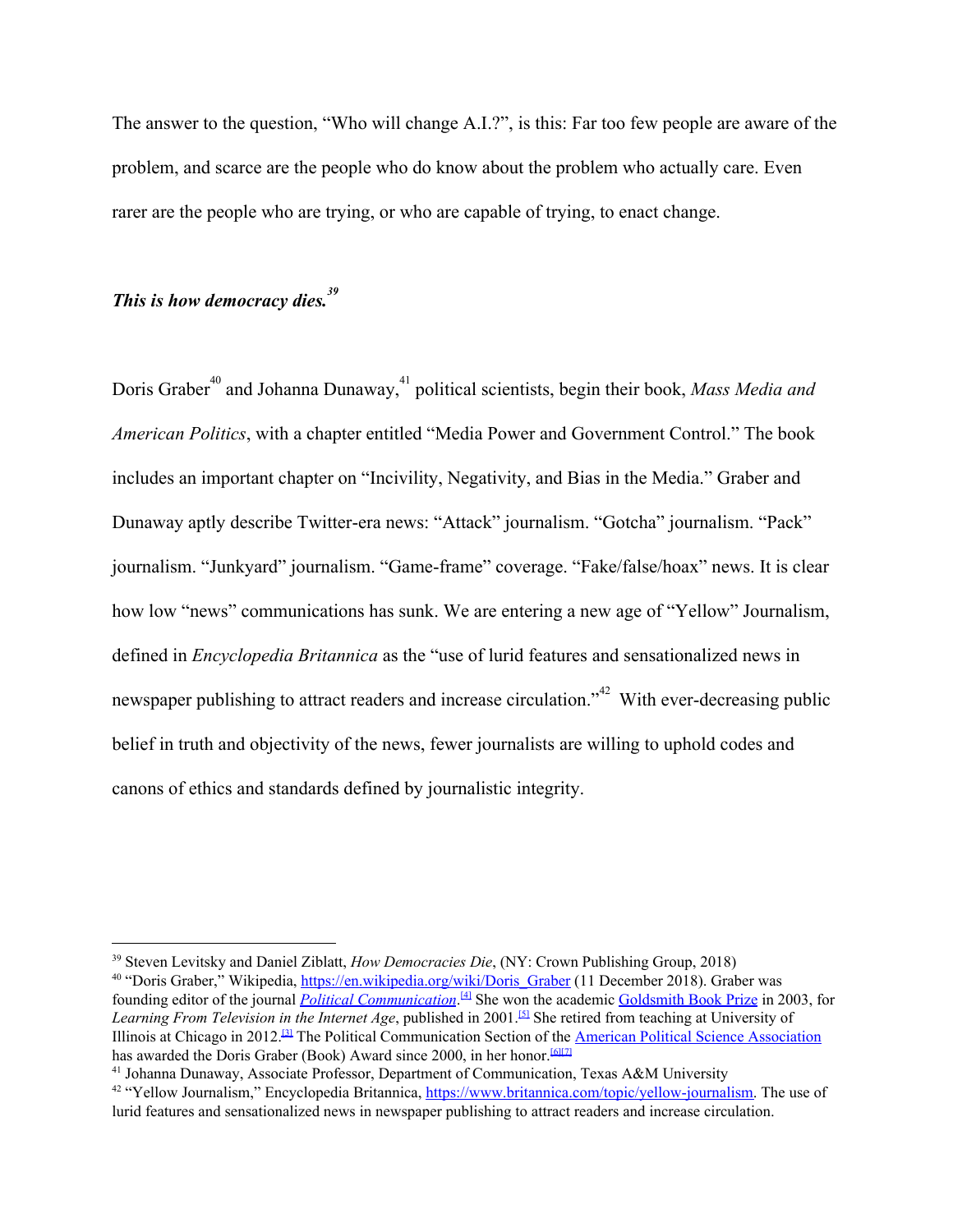The answer to the question, "Who will change A.I.?", is this: Far too few people are aware of the problem, and scarce are the people who do know about the problem who actually care. Even rarer are the people who are trying, or who are capable of trying, to enact change.

***This is how democracy dies.***[39]

Doris Graber[40] and Johanna Dunaway,[41] political scientists, begin their book, *Mass Media and American Politics*, with a chapter entitled "Media Power and Government Control." The book includes an important chapter on "Incivility, Negativity, and Bias in the Media." Graber and Dunaway aptly describe Twitter-era news: "Attack" journalism. "Gotcha" journalism. "Pack" journalism. "Junkyard" journalism. "Game-frame" coverage. "Fake/false/hoax" news. It is clear how low "news" communications has sunk. We are entering a new age of "Yellow" Journalism, defined in *Encyclopedia Britannica* as the "use of lurid features and sensationalized news in newspaper publishing to attract readers and increase circulation."[42] With ever-decreasing public belief in truth and objectivity of the news, fewer journalists are willing to uphold codes and canons of ethics and standards defined by journalistic integrity.

---

[39] Steven Levitsky and Daniel Ziblatt, *How Democracies Die*, (NY: Crown Publishing Group, 2018)

[40] "Doris Graber," Wikipedia, https://en.wikipedia.org/wiki/Doris_Graber (11 December 2018). Graber was founding editor of the journal *Political Communication*.[4] She won the academic Goldsmith Book Prize in 2003, for *Learning From Television in the Internet Age*, published in 2001.[5] She retired from teaching at University of Illinois at Chicago in 2012.[3] The Political Communication Section of the American Political Science Association has awarded the Doris Graber (Book) Award since 2000, in her honor.[6][7]

[41] Johanna Dunaway, Associate Professor, Department of Communication, Texas A&M University

[42] "Yellow Journalism," Encyclopedia Britannica, https://www.britannica.com/topic/yellow-journalism. The use of lurid features and sensationalized news in newspaper publishing to attract readers and increase circulation.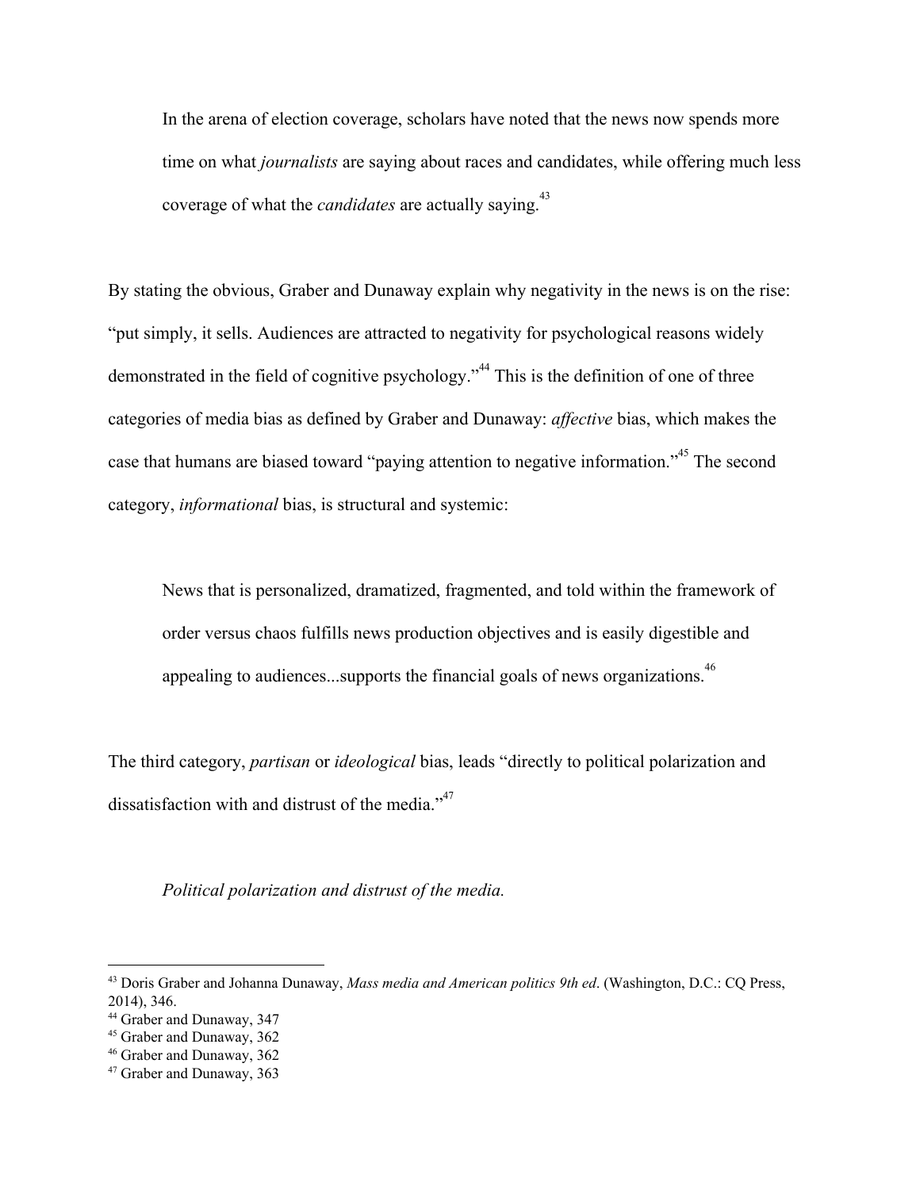> In the arena of election coverage, scholars have noted that the news now spends more time on what *journalists* are saying about races and candidates, while offering much less coverage of what the *candidates* are actually saying.[43]

By stating the obvious, Graber and Dunaway explain why negativity in the news is on the rise: "put simply, it sells. Audiences are attracted to negativity for psychological reasons widely demonstrated in the field of cognitive psychology."[44] This is the definition of one of three categories of media bias as defined by Graber and Dunaway: *affective* bias, which makes the case that humans are biased toward "paying attention to negative information."[45] The second category, *informational* bias, is structural and systemic:

> News that is personalized, dramatized, fragmented, and told within the framework of order versus chaos fulfills news production objectives and is easily digestible and appealing to audiences...supports the financial goals of news organizations.[46]

The third category, *partisan* or *ideological* bias, leads "directly to political polarization and dissatisfaction with and distrust of the media."[47]

*Political polarization and distrust of the media.*

---

[43] Doris Graber and Johanna Dunaway, *Mass media and American politics 9th ed*. (Washington, D.C.: CQ Press, 2014), 346.

[44] Graber and Dunaway, 347

[45] Graber and Dunaway, 362

[46] Graber and Dunaway, 362

[47] Graber and Dunaway, 363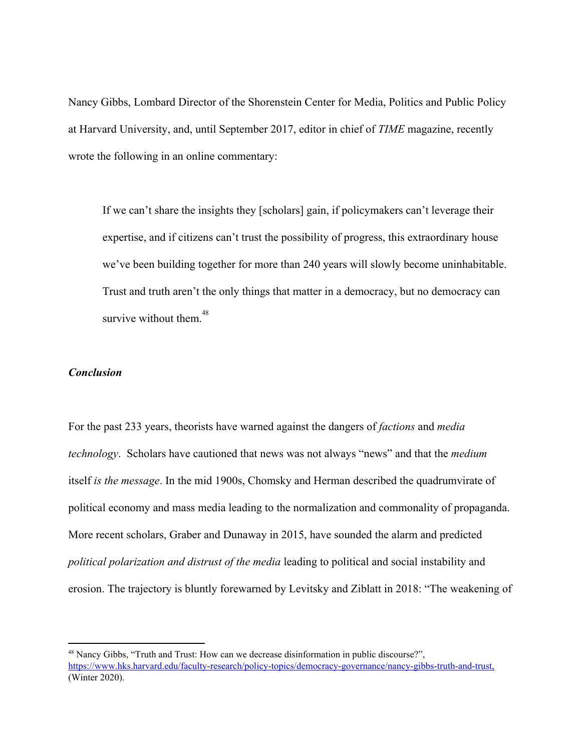Nancy Gibbs, Lombard Director of the Shorenstein Center for Media, Politics and Public Policy at Harvard University, and, until September 2017, editor in chief of *TIME* magazine, recently wrote the following in an online commentary:

> If we can't share the insights they [scholars] gain, if policymakers can't leverage their expertise, and if citizens can't trust the possibility of progress, this extraordinary house we've been building together for more than 240 years will slowly become uninhabitable. Trust and truth aren't the only things that matter in a democracy, but no democracy can survive without them.[48]

***Conclusion***

For the past 233 years, theorists have warned against the dangers of *factions* and *media technology*. Scholars have cautioned that news was not always "news" and that the *medium* itself *is the message*. In the mid 1900s, Chomsky and Herman described the quadrumvirate of political economy and mass media leading to the normalization and commonality of propaganda. More recent scholars, Graber and Dunaway in 2015, have sounded the alarm and predicted *political polarization and distrust of the media* leading to political and social instability and erosion. The trajectory is bluntly forewarned by Levitsky and Ziblatt in 2018: "The weakening of

---

[48] Nancy Gibbs, "Truth and Trust: How can we decrease disinformation in public discourse?", https://www.hks.harvard.edu/faculty-research/policy-topics/democracy-governance/nancy-gibbs-truth-and-trust, (Winter 2020).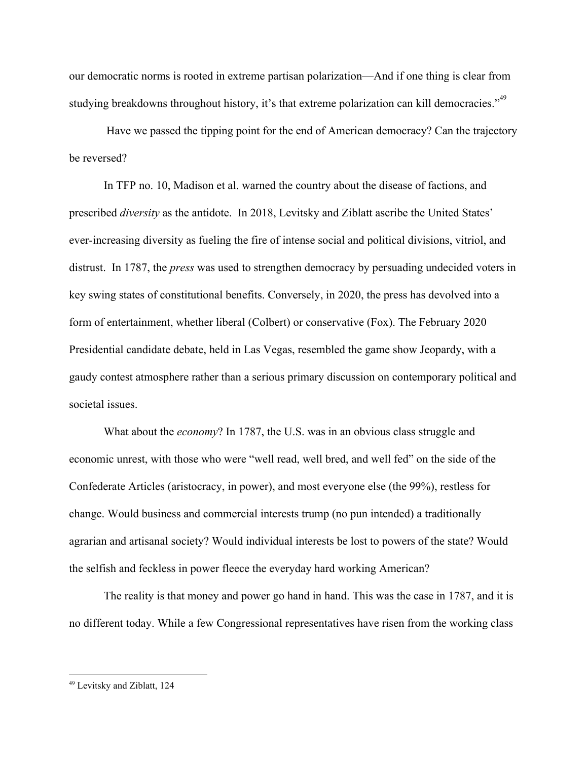our democratic norms is rooted in extreme partisan polarization—And if one thing is clear from studying breakdowns throughout history, it's that extreme polarization can kill democracies."[49]

Have we passed the tipping point for the end of American democracy? Can the trajectory be reversed?

In TFP no. 10, Madison et al. warned the country about the disease of factions, and prescribed *diversity* as the antidote. In 2018, Levitsky and Ziblatt ascribe the United States' ever-increasing diversity as fueling the fire of intense social and political divisions, vitriol, and distrust. In 1787, the *press* was used to strengthen democracy by persuading undecided voters in key swing states of constitutional benefits. Conversely, in 2020, the press has devolved into a form of entertainment, whether liberal (Colbert) or conservative (Fox). The February 2020 Presidential candidate debate, held in Las Vegas, resembled the game show Jeopardy, with a gaudy contest atmosphere rather than a serious primary discussion on contemporary political and societal issues.

What about the *economy*? In 1787, the U.S. was in an obvious class struggle and economic unrest, with those who were "well read, well bred, and well fed" on the side of the Confederate Articles (aristocracy, in power), and most everyone else (the 99%), restless for change. Would business and commercial interests trump (no pun intended) a traditionally agrarian and artisanal society? Would individual interests be lost to powers of the state? Would the selfish and feckless in power fleece the everyday hard working American?

The reality is that money and power go hand in hand. This was the case in 1787, and it is no different today. While a few Congressional representatives have risen from the working class

---

[49] Levitsky and Ziblatt, 124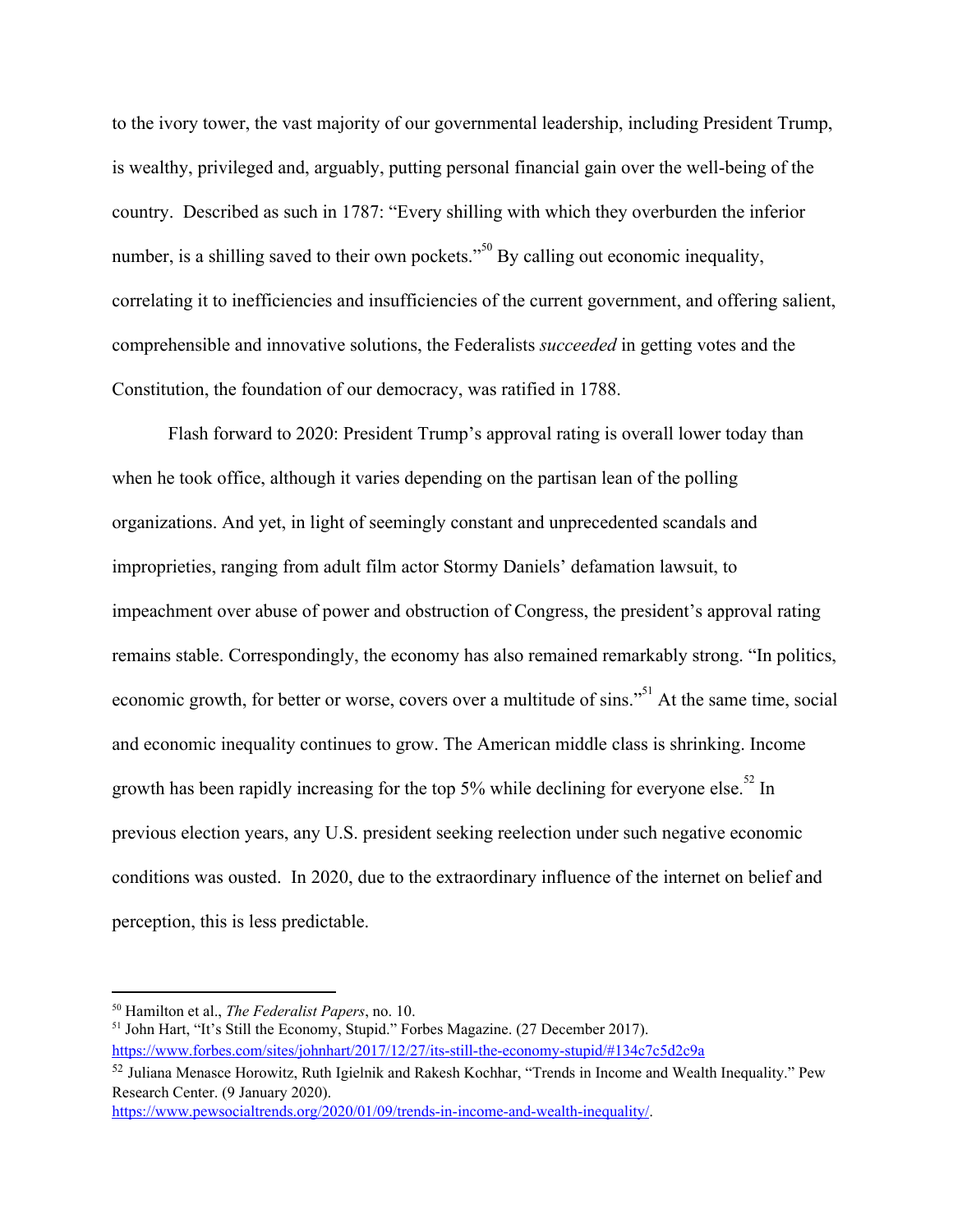to the ivory tower, the vast majority of our governmental leadership, including President Trump, is wealthy, privileged and, arguably, putting personal financial gain over the well-being of the country. Described as such in 1787: "Every shilling with which they overburden the inferior number, is a shilling saved to their own pockets."[50] By calling out economic inequality, correlating it to inefficiencies and insufficiencies of the current government, and offering salient, comprehensible and innovative solutions, the Federalists *succeeded* in getting votes and the Constitution, the foundation of our democracy, was ratified in 1788.

Flash forward to 2020: President Trump's approval rating is overall lower today than when he took office, although it varies depending on the partisan lean of the polling organizations. And yet, in light of seemingly constant and unprecedented scandals and improprieties, ranging from adult film actor Stormy Daniels' defamation lawsuit, to impeachment over abuse of power and obstruction of Congress, the president's approval rating remains stable. Correspondingly, the economy has also remained remarkably strong. "In politics, economic growth, for better or worse, covers over a multitude of sins."[51] At the same time, social and economic inequality continues to grow. The American middle class is shrinking. Income growth has been rapidly increasing for the top 5% while declining for everyone else.[52] In previous election years, any U.S. president seeking reelection under such negative economic conditions was ousted. In 2020, due to the extraordinary influence of the internet on belief and perception, this is less predictable.

---

[50] Hamilton et al., *The Federalist Papers*, no. 10.

[51] John Hart, "It's Still the Economy, Stupid." Forbes Magazine. (27 December 2017). https://www.forbes.com/sites/johnhart/2017/12/27/its-still-the-economy-stupid/#134c7c5d2c9a

[52] Juliana Menasce Horowitz, Ruth Igielnik and Rakesh Kochhar, "Trends in Income and Wealth Inequality." Pew Research Center. (9 January 2020). https://www.pewsocialtrends.org/2020/01/09/trends-in-income-and-wealth-inequality/.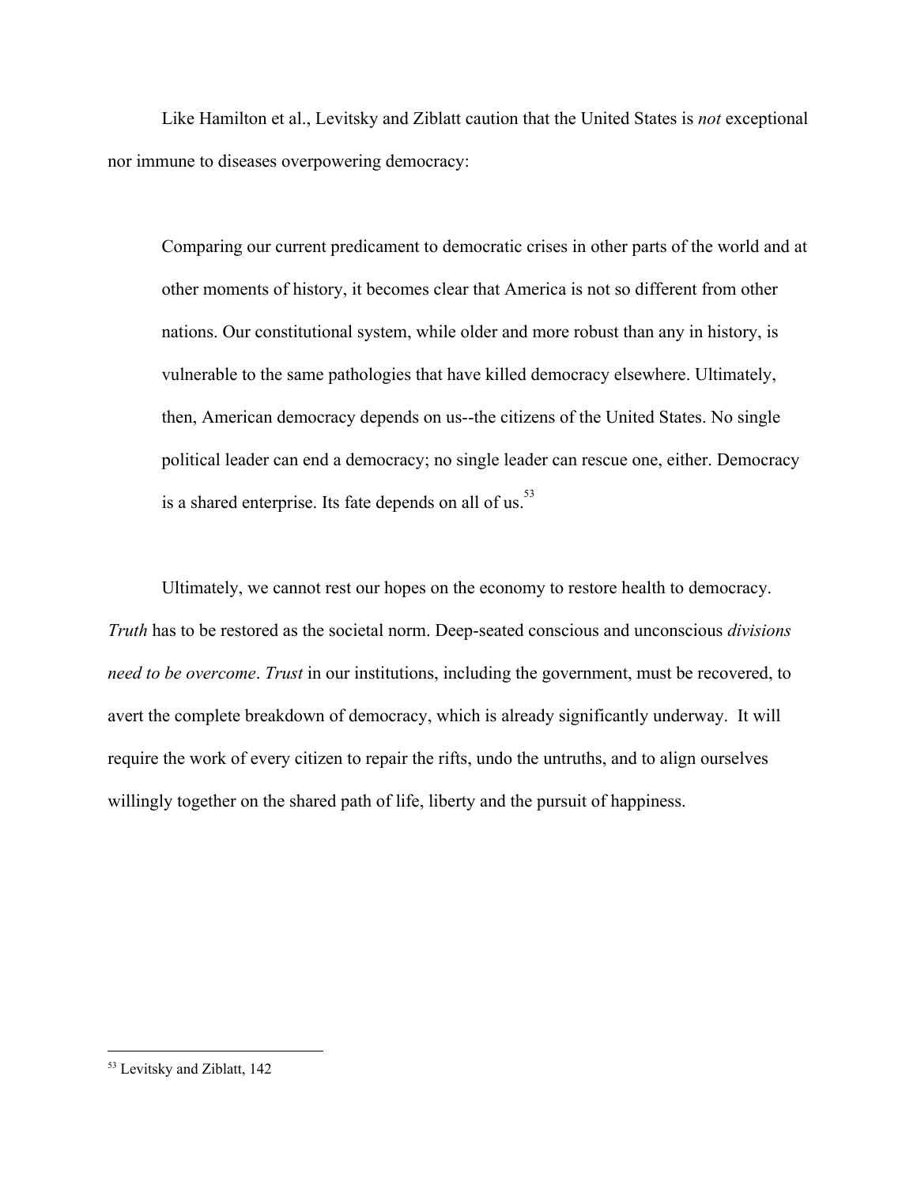Like Hamilton et al., Levitsky and Ziblatt caution that the United States is *not* exceptional nor immune to diseases overpowering democracy:

> Comparing our current predicament to democratic crises in other parts of the world and at other moments of history, it becomes clear that America is not so different from other nations. Our constitutional system, while older and more robust than any in history, is vulnerable to the same pathologies that have killed democracy elsewhere. Ultimately, then, American democracy depends on us--the citizens of the United States. No single political leader can end a democracy; no single leader can rescue one, either. Democracy is a shared enterprise. Its fate depends on all of us.[53]

Ultimately, we cannot rest our hopes on the economy to restore health to democracy. *Truth* has to be restored as the societal norm. Deep-seated conscious and unconscious *divisions need to be overcome*. *Trust* in our institutions, including the government, must be recovered, to avert the complete breakdown of democracy, which is already significantly underway. It will require the work of every citizen to repair the rifts, undo the untruths, and to align ourselves willingly together on the shared path of life, liberty and the pursuit of happiness.

---

[53] Levitsky and Ziblatt, 142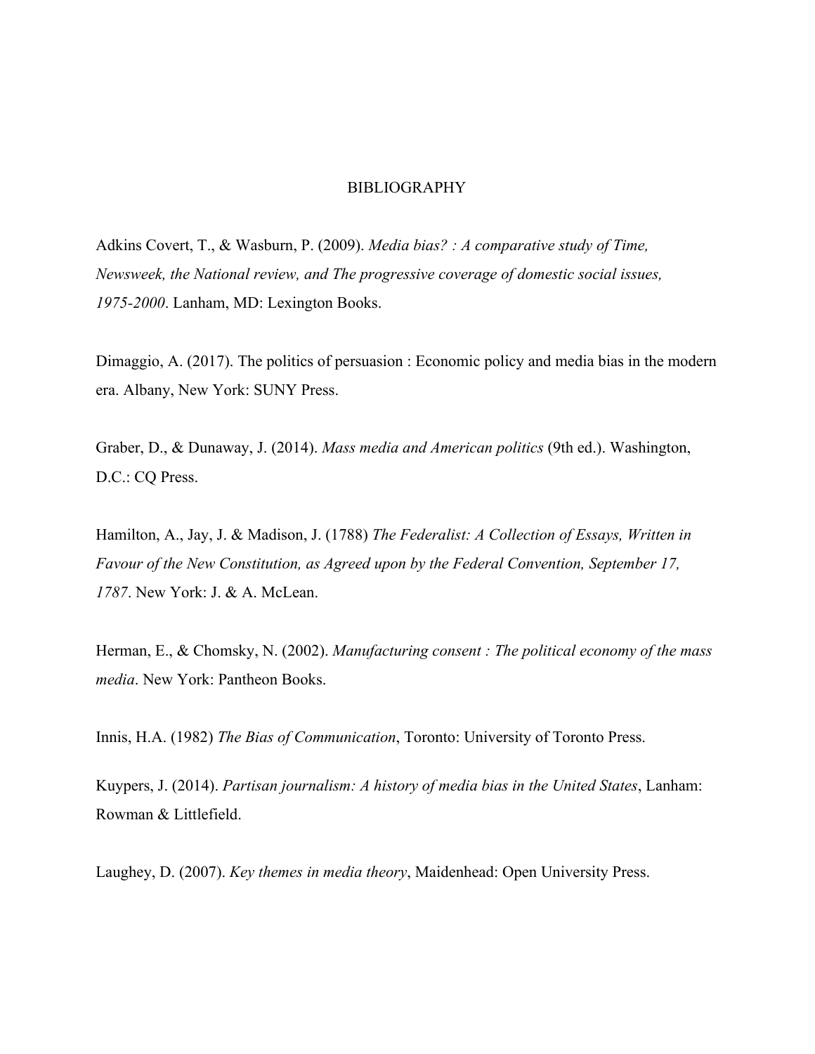# BIBLIOGRAPHY

Adkins Covert, T., & Wasburn, P. (2009). *Media bias? : A comparative study of Time, Newsweek, the National review, and The progressive coverage of domestic social issues, 1975-2000*. Lanham, MD: Lexington Books.

Dimaggio, A. (2017). The politics of persuasion : Economic policy and media bias in the modern era. Albany, New York: SUNY Press.

Graber, D., & Dunaway, J. (2014). *Mass media and American politics* (9th ed.). Washington, D.C.: CQ Press.

Hamilton, A., Jay, J. & Madison, J. (1788) *The Federalist: A Collection of Essays, Written in Favour of the New Constitution, as Agreed upon by the Federal Convention, September 17, 1787*. New York: J. & A. McLean.

Herman, E., & Chomsky, N. (2002). *Manufacturing consent : The political economy of the mass media*. New York: Pantheon Books.

Innis, H.A. (1982) *The Bias of Communication*, Toronto: University of Toronto Press.

Kuypers, J. (2014). *Partisan journalism: A history of media bias in the United States*, Lanham: Rowman & Littlefield.

Laughey, D. (2007). *Key themes in media theory*, Maidenhead: Open University Press.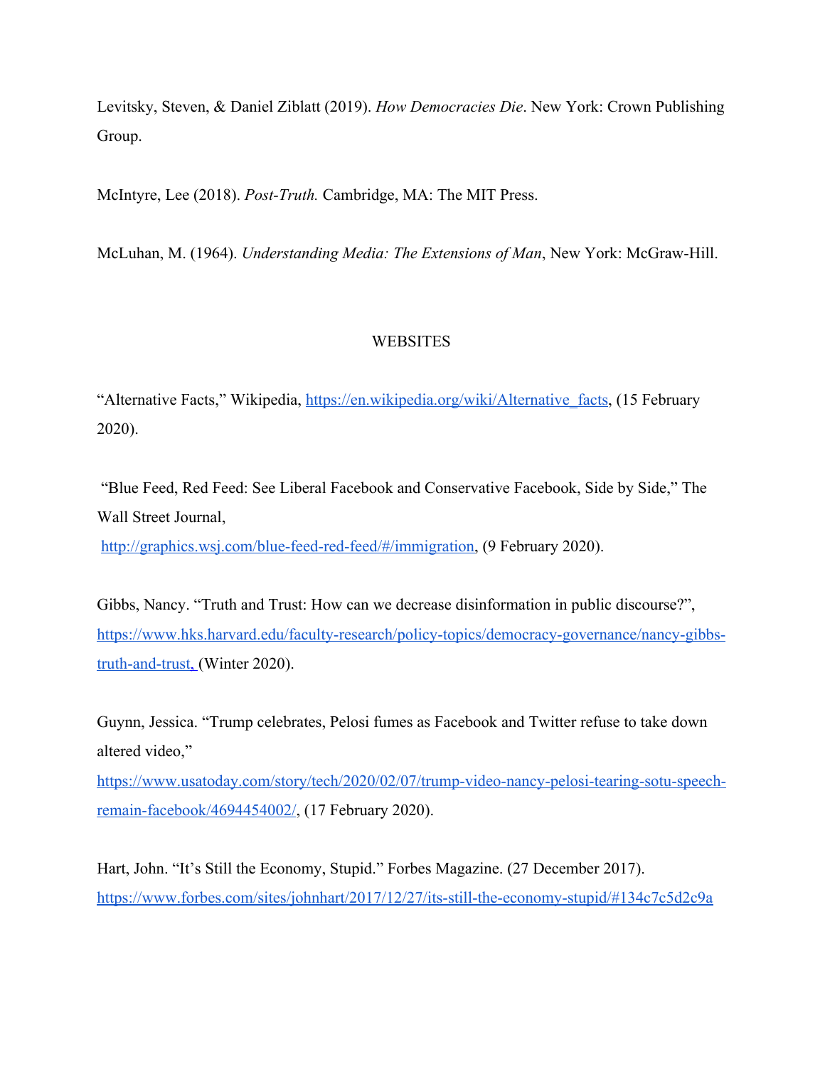Levitsky, Steven, & Daniel Ziblatt (2019). *How Democracies Die*. New York: Crown Publishing Group.

McIntyre, Lee (2018). *Post-Truth.* Cambridge, MA: The MIT Press.

McLuhan, M. (1964). *Understanding Media: The Extensions of Man*, New York: McGraw-Hill.

## WEBSITES

"Alternative Facts," Wikipedia, https://en.wikipedia.org/wiki/Alternative_facts, (15 February 2020).

"Blue Feed, Red Feed: See Liberal Facebook and Conservative Facebook, Side by Side," The Wall Street Journal, http://graphics.wsj.com/blue-feed-red-feed/#/immigration, (9 February 2020).

Gibbs, Nancy. "Truth and Trust: How can we decrease disinformation in public discourse?", https://www.hks.harvard.edu/faculty-research/policy-topics/democracy-governance/nancy-gibbs-truth-and-trust, (Winter 2020).

Guynn, Jessica. "Trump celebrates, Pelosi fumes as Facebook and Twitter refuse to take down altered video," https://www.usatoday.com/story/tech/2020/02/07/trump-video-nancy-pelosi-tearing-sotu-speech-remain-facebook/4694454002/, (17 February 2020).

Hart, John. "It's Still the Economy, Stupid." Forbes Magazine. (27 December 2017). https://www.forbes.com/sites/johnhart/2017/12/27/its-still-the-economy-stupid/#134c7c5d2c9a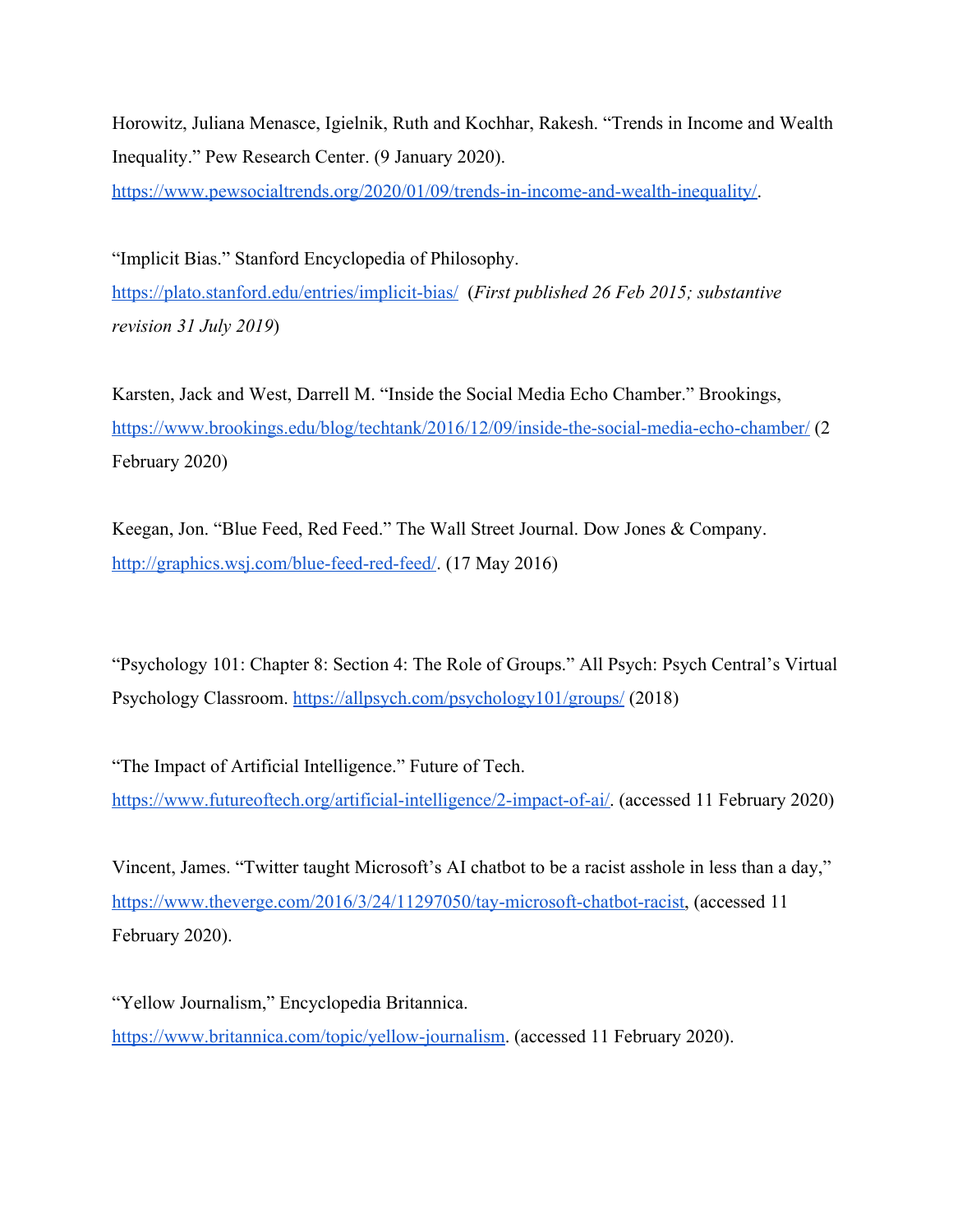Horowitz, Juliana Menasce, Igielnik, Ruth and Kochhar, Rakesh. "Trends in Income and Wealth Inequality." Pew Research Center. (9 January 2020). https://www.pewsocialtrends.org/2020/01/09/trends-in-income-and-wealth-inequality/.

"Implicit Bias." Stanford Encyclopedia of Philosophy. https://plato.stanford.edu/entries/implicit-bias/ (*First published 26 Feb 2015; substantive revision 31 July 2019*)

Karsten, Jack and West, Darrell M. "Inside the Social Media Echo Chamber." Brookings, https://www.brookings.edu/blog/techtank/2016/12/09/inside-the-social-media-echo-chamber/ (2 February 2020)

Keegan, Jon. "Blue Feed, Red Feed." The Wall Street Journal. Dow Jones & Company. http://graphics.wsj.com/blue-feed-red-feed/. (17 May 2016)

"Psychology 101: Chapter 8: Section 4: The Role of Groups." All Psych: Psych Central's Virtual Psychology Classroom. https://allpsych.com/psychology101/groups/ (2018)

"The Impact of Artificial Intelligence." Future of Tech. https://www.futureoftech.org/artificial-intelligence/2-impact-of-ai/. (accessed 11 February 2020)

Vincent, James. "Twitter taught Microsoft's AI chatbot to be a racist asshole in less than a day," https://www.theverge.com/2016/3/24/11297050/tay-microsoft-chatbot-racist, (accessed 11 February 2020).

"Yellow Journalism," Encyclopedia Britannica. https://www.britannica.com/topic/yellow-journalism. (accessed 11 February 2020).